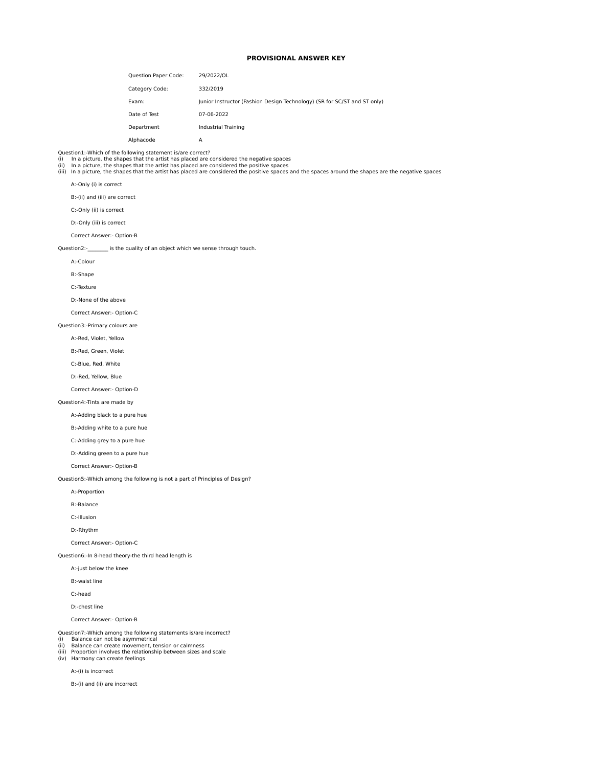# PROVISIONAL ANSWER KEY

| | |
|---|---|
| Question Paper Code: | 29/2022/OL |
| Category Code: | 332/2019 |
| Exam: | Junior Instructor (Fashion Design Technology) (SR for SC/ST and ST only) |
| Date of Test | 07-06-2022 |
| Department | Industrial Training |
| Alphacode | A |

Question1:-Which of the following statement is/are correct?
(i) In a picture, the shapes that the artist has placed are considered the negative spaces
(ii) In a picture, the shapes that the artist has placed are considered the positive spaces
(iii) In a picture, the shapes that the artist has placed are considered the positive spaces and the spaces around the shapes are the negative spaces

A:-Only (i) is correct

B:-(ii) and (iii) are correct

C:-Only (ii) is correct

D:-Only (iii) is correct

Correct Answer:- Option-B

Question2:-________ is the quality of an object which we sense through touch.

A:-Colour

B:-Shape

C:-Texture

D:-None of the above

Correct Answer:- Option-C

Question3:-Primary colours are

A:-Red, Violet, Yellow

B:-Red, Green, Violet

C:-Blue, Red, White

D:-Red, Yellow, Blue

Correct Answer:- Option-D

Question4:-Tints are made by

A:-Adding black to a pure hue

B:-Adding white to a pure hue

C:-Adding grey to a pure hue

D:-Adding green to a pure hue

Correct Answer:- Option-B

Question5:-Which among the following is not a part of Principles of Design?

A:-Proportion

B:-Balance

C:-Illusion

D:-Rhythm

Correct Answer:- Option-C

Question6:-In 8-head theory-the third head length is

A:-just below the knee

B:-waist line

C:-head

D:-chest line

Correct Answer:- Option-B

Question7:-Which among the following statements is/are incorrect?
(i) Balance can not be asymmetrical
(ii) Balance can create movement, tension or calmness
(iii) Proportion involves the relationship between sizes and scale
(iv) Harmony can create feelings

A:-(i) is incorrect

B:-(i) and (ii) are incorrect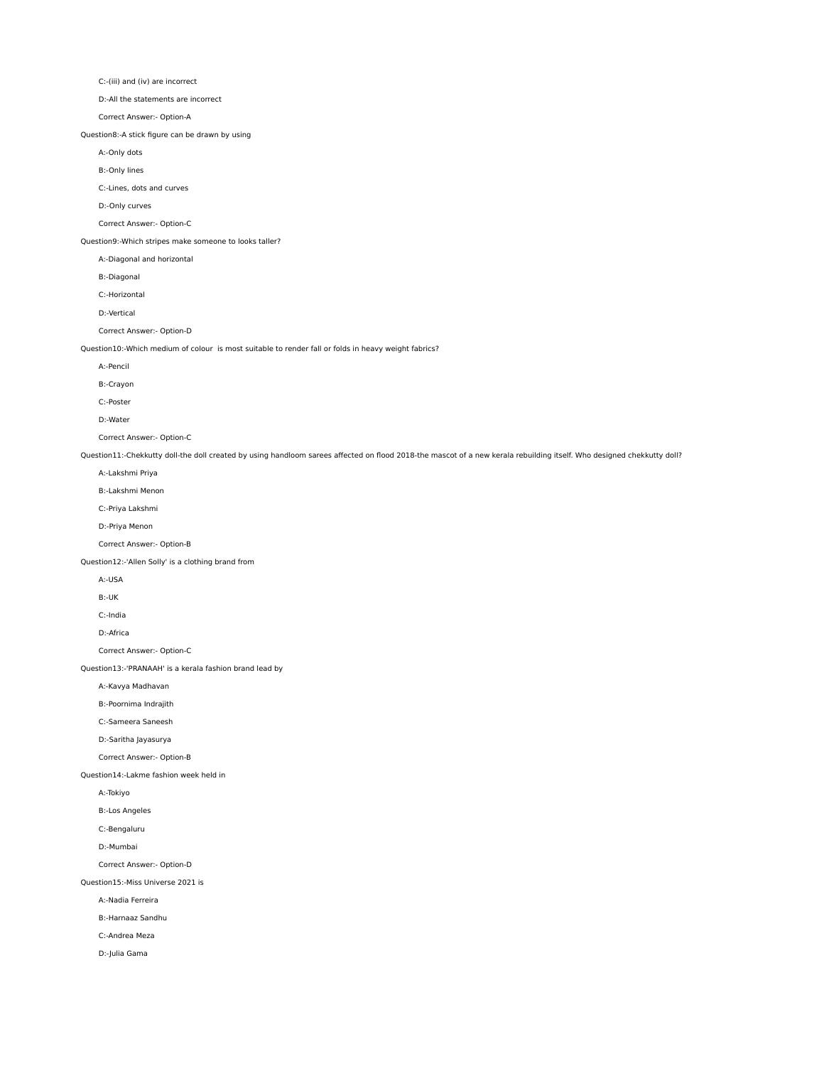C:-(iii) and (iv) are incorrect

D:-All the statements are incorrect

Correct Answer:- Option-A

Question8:-A stick figure can be drawn by using

A:-Only dots

B:-Only lines

C:-Lines, dots and curves

D:-Only curves

Correct Answer:- Option-C

Question9:-Which stripes make someone to looks taller?

A:-Diagonal and horizontal

B:-Diagonal

C:-Horizontal

D:-Vertical

Correct Answer:- Option-D

Question10:-Which medium of colour is most suitable to render fall or folds in heavy weight fabrics?

A:-Pencil

B:-Crayon

C:-Poster

D:-Water

Correct Answer:- Option-C

Question11:-Chekkutty doll-the doll created by using handloom sarees affected on flood 2018-the mascot of a new kerala rebuilding itself. Who designed chekkutty doll?

A:-Lakshmi Priya

B:-Lakshmi Menon

C:-Priya Lakshmi

D:-Priya Menon

Correct Answer:- Option-B

Question12:-'Allen Solly' is a clothing brand from

A:-USA

B:-UK

C:-India

D:-Africa

Correct Answer:- Option-C

Question13:-'PRANAAH' is a kerala fashion brand lead by

A:-Kavya Madhavan

B:-Poornima Indrajith

C:-Sameera Saneesh

D:-Saritha Jayasurya

Correct Answer:- Option-B

Question14:-Lakme fashion week held in

A:-Tokiyo

B:-Los Angeles

C:-Bengaluru

D:-Mumbai

Correct Answer:- Option-D

Question15:-Miss Universe 2021 is

A:-Nadia Ferreira

B:-Harnaaz Sandhu

C:-Andrea Meza

D:-Julia Gama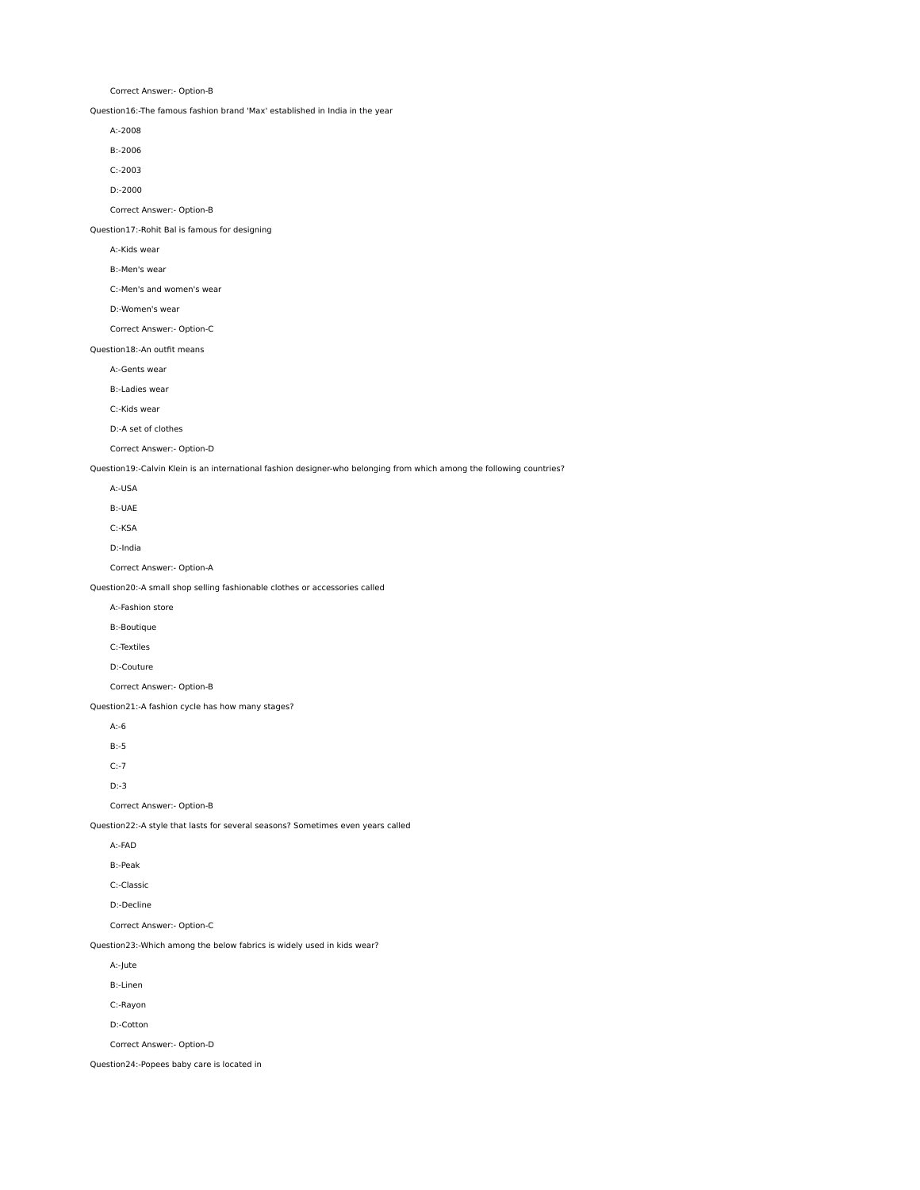Correct Answer:- Option-B

Question16:-The famous fashion brand 'Max' established in India in the year

A:-2008

B:-2006

C:-2003

D:-2000

Correct Answer:- Option-B

Question17:-Rohit Bal is famous for designing

A:-Kids wear

B:-Men's wear

C:-Men's and women's wear

D:-Women's wear

Correct Answer:- Option-C

Question18:-An outfit means

A:-Gents wear

B:-Ladies wear

C:-Kids wear

D:-A set of clothes

Correct Answer:- Option-D

Question19:-Calvin Klein is an international fashion designer-who belonging from which among the following countries?

A:-USA

B:-UAE

C:-KSA

D:-India

Correct Answer:- Option-A

Question20:-A small shop selling fashionable clothes or accessories called

A:-Fashion store

B:-Boutique

C:-Textiles

D:-Couture

Correct Answer:- Option-B

Question21:-A fashion cycle has how many stages?

A:-6

B:-5

C:-7

D:-3

Correct Answer:- Option-B

Question22:-A style that lasts for several seasons? Sometimes even years called

A:-FAD

B:-Peak

C:-Classic

D:-Decline

Correct Answer:- Option-C

Question23:-Which among the below fabrics is widely used in kids wear?

A:-Jute

B:-Linen

C:-Rayon

D:-Cotton

Correct Answer:- Option-D

Question24:-Popees baby care is located in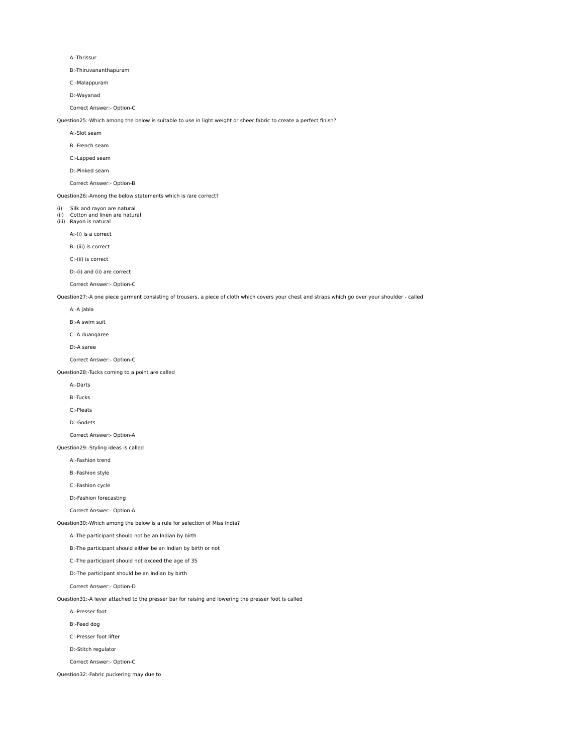A:-Thrissur

B:-Thiruvananthapuram

C:-Malappuram

D:-Wayanad

Correct Answer:- Option-C

Question25:-Which among the below is suitable to use in light weight or sheer fabric to create a perfect finish?

A:-Slot seam

B:-French seam

C:-Lapped seam

D:-Pinked seam

Correct Answer:- Option-B

Question26:-Among the below statements which is /are correct?

(i) Silk and rayon are natural
(ii) Cotton and linen are natural
(iii) Rayon is natural

A:-(i) is a correct

B:-(iii) is correct

C:-(ii) is correct

D:-(i) and (ii) are correct

Correct Answer:- Option-C

Question27:-A one piece garment consisting of trousers, a piece of cloth which covers your chest and straps which go over your shoulder - called

A:-A jabla

B:-A swim suit

C:-A duangaree

D:-A saree

Correct Answer:- Option-C

Question28:-Tucks coming to a point are called

A:-Darts

B:-Tucks

C:-Pleats

D:-Godets

Correct Answer:- Option-A

Question29:-Styling ideas is called

A:-Fashion trend

B:-Fashion style

C:-Fashion cycle

D:-Fashion forecasting

Correct Answer:- Option-A

Question30:-Which among the below is a rule for selection of Miss India?

A:-The participant should not be an Indian by birth

B:-The participant should either be an Indian by birth or not

C:-The participant should not exceed the age of 35

D:-The participant should be an Indian by birth

Correct Answer:- Option-D

Question31:-A lever attached to the presser bar for raising and lowering the presser foot is called

A:-Presser foot

B:-Feed dog

C:-Presser foot lifter

D:-Stitch regulator

Correct Answer:- Option-C

Question32:-Fabric puckering may due to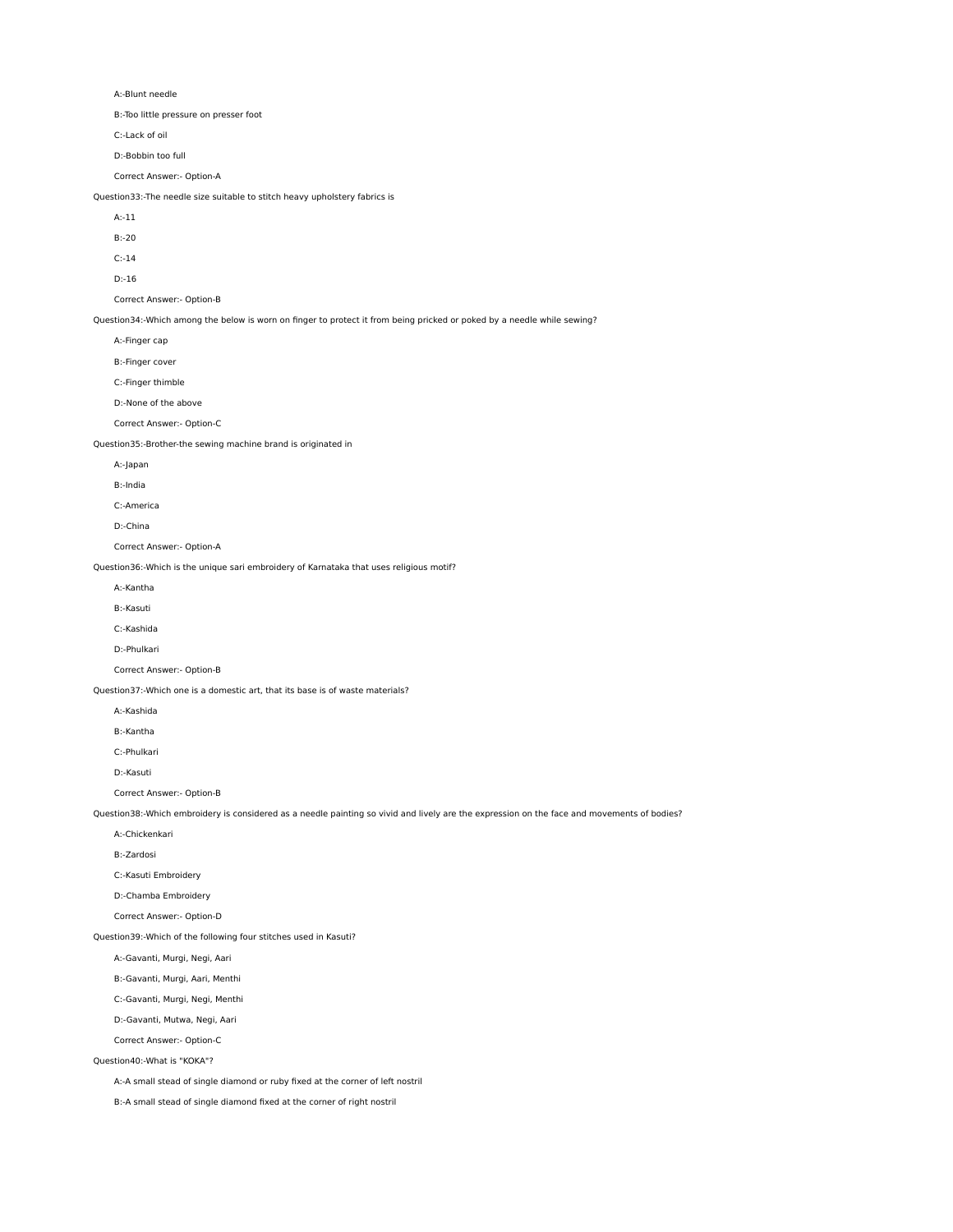A:-Blunt needle

B:-Too little pressure on presser foot

C:-Lack of oil

D:-Bobbin too full

Correct Answer:- Option-A

Question33:-The needle size suitable to stitch heavy upholstery fabrics is

A:-11

B:-20

C:-14

D:-16

Correct Answer:- Option-B

Question34:-Which among the below is worn on finger to protect it from being pricked or poked by a needle while sewing?

A:-Finger cap

B:-Finger cover

C:-Finger thimble

D:-None of the above

Correct Answer:- Option-C

Question35:-Brother-the sewing machine brand is originated in

A:-Japan

B:-India

C:-America

D:-China

Correct Answer:- Option-A

Question36:-Which is the unique sari embroidery of Karnataka that uses religious motif?

A:-Kantha

B:-Kasuti

C:-Kashida

D:-Phulkari

Correct Answer:- Option-B

Question37:-Which one is a domestic art, that its base is of waste materials?

A:-Kashida

B:-Kantha

C:-Phulkari

D:-Kasuti

Correct Answer:- Option-B

Question38:-Which embroidery is considered as a needle painting so vivid and lively are the expression on the face and movements of bodies?

A:-Chickenkari

B:-Zardosi

C:-Kasuti Embroidery

D:-Chamba Embroidery

Correct Answer:- Option-D

Question39:-Which of the following four stitches used in Kasuti?

A:-Gavanti, Murgi, Negi, Aari

B:-Gavanti, Murgi, Aari, Menthi

C:-Gavanti, Murgi, Negi, Menthi

D:-Gavanti, Mutwa, Negi, Aari

Correct Answer:- Option-C

Question40:-What is "KOKA"?

A:-A small stead of single diamond or ruby fixed at the corner of left nostril

B:-A small stead of single diamond fixed at the corner of right nostril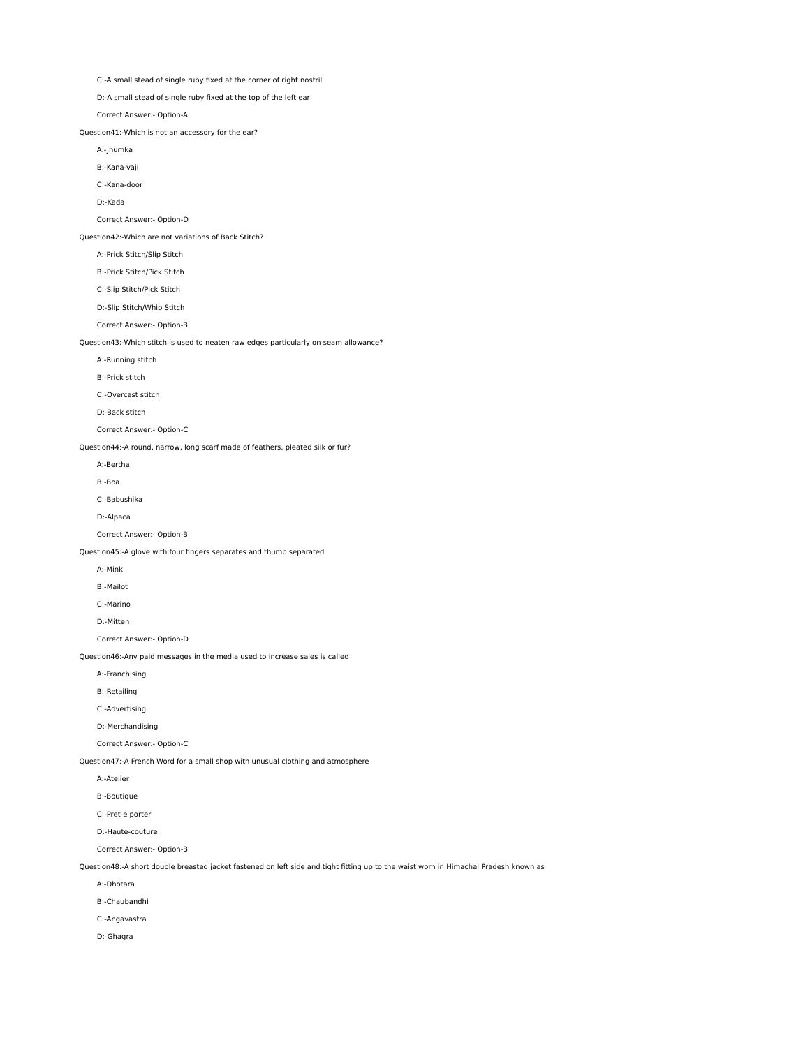C:-A small stead of single ruby fixed at the corner of right nostril

D:-A small stead of single ruby fixed at the top of the left ear

Correct Answer:- Option-A

Question41:-Which is not an accessory for the ear?

A:-Jhumka

B:-Kana-vaji

C:-Kana-door

D:-Kada

Correct Answer:- Option-D

Question42:-Which are not variations of Back Stitch?

A:-Prick Stitch/Slip Stitch

B:-Prick Stitch/Pick Stitch

C:-Slip Stitch/Pick Stitch

D:-Slip Stitch/Whip Stitch

Correct Answer:- Option-B

Question43:-Which stitch is used to neaten raw edges particularly on seam allowance?

A:-Running stitch

B:-Prick stitch

C:-Overcast stitch

D:-Back stitch

Correct Answer:- Option-C

Question44:-A round, narrow, long scarf made of feathers, pleated silk or fur?

A:-Bertha

B:-Boa

C:-Babushika

D:-Alpaca

Correct Answer:- Option-B

Question45:-A glove with four fingers separates and thumb separated

A:-Mink

B:-Mailot

C:-Marino

D:-Mitten

Correct Answer:- Option-D

Question46:-Any paid messages in the media used to increase sales is called

A:-Franchising

B:-Retailing

C:-Advertising

D:-Merchandising

Correct Answer:- Option-C

Question47:-A French Word for a small shop with unusual clothing and atmosphere

A:-Atelier

B:-Boutique

C:-Pret-e porter

D:-Haute-couture

Correct Answer:- Option-B

Question48:-A short double breasted jacket fastened on left side and tight fitting up to the waist worn in Himachal Pradesh known as

A:-Dhotara

B:-Chaubandhi

C:-Angavastra

D:-Ghagra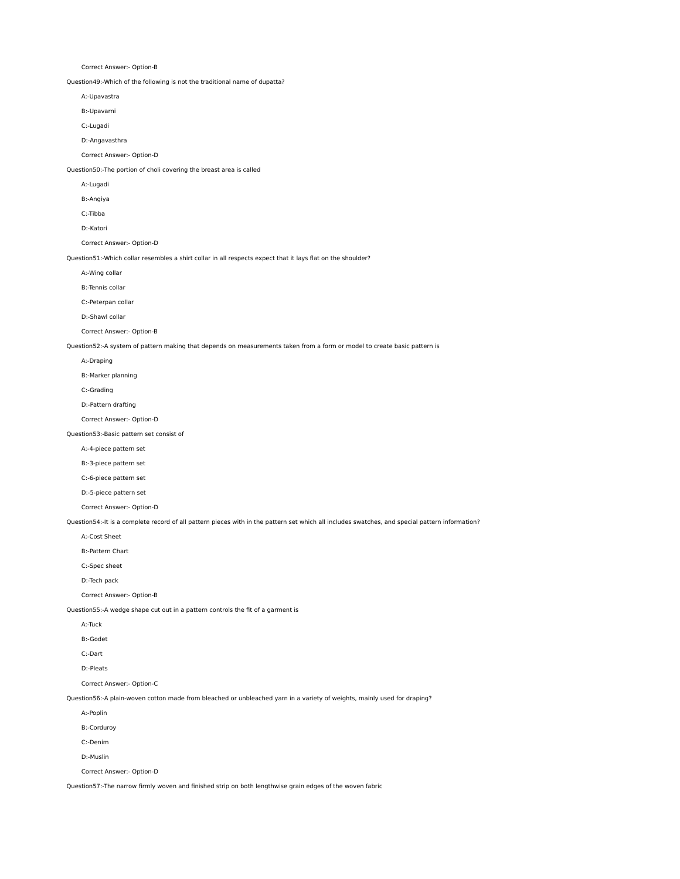Correct Answer:- Option-B

Question49:-Which of the following is not the traditional name of dupatta?

A:-Upavastra

B:-Upavarni

C:-Lugadi

D:-Angavasthra

Correct Answer:- Option-D

Question50:-The portion of choli covering the breast area is called

A:-Lugadi

B:-Angiya

C:-Tibba

D:-Katori

Correct Answer:- Option-D

Question51:-Which collar resembles a shirt collar in all respects expect that it lays flat on the shoulder?

A:-Wing collar

B:-Tennis collar

C:-Peterpan collar

D:-Shawl collar

Correct Answer:- Option-B

Question52:-A system of pattern making that depends on measurements taken from a form or model to create basic pattern is

A:-Draping

B:-Marker planning

C:-Grading

D:-Pattern drafting

Correct Answer:- Option-D

Question53:-Basic pattern set consist of

A:-4-piece pattern set

B:-3-piece pattern set

C:-6-piece pattern set

D:-5-piece pattern set

Correct Answer:- Option-D

Question54:-It is a complete record of all pattern pieces with in the pattern set which all includes swatches, and special pattern information?

A:-Cost Sheet

B:-Pattern Chart

C:-Spec sheet

D:-Tech pack

Correct Answer:- Option-B

Question55:-A wedge shape cut out in a pattern controls the fit of a garment is

A:-Tuck

B:-Godet

C:-Dart

D:-Pleats

Correct Answer:- Option-C

Question56:-A plain-woven cotton made from bleached or unbleached yarn in a variety of weights, mainly used for draping?

A:-Poplin

B:-Corduroy

C:-Denim

D:-Muslin

Correct Answer:- Option-D

Question57:-The narrow firmly woven and finished strip on both lengthwise grain edges of the woven fabric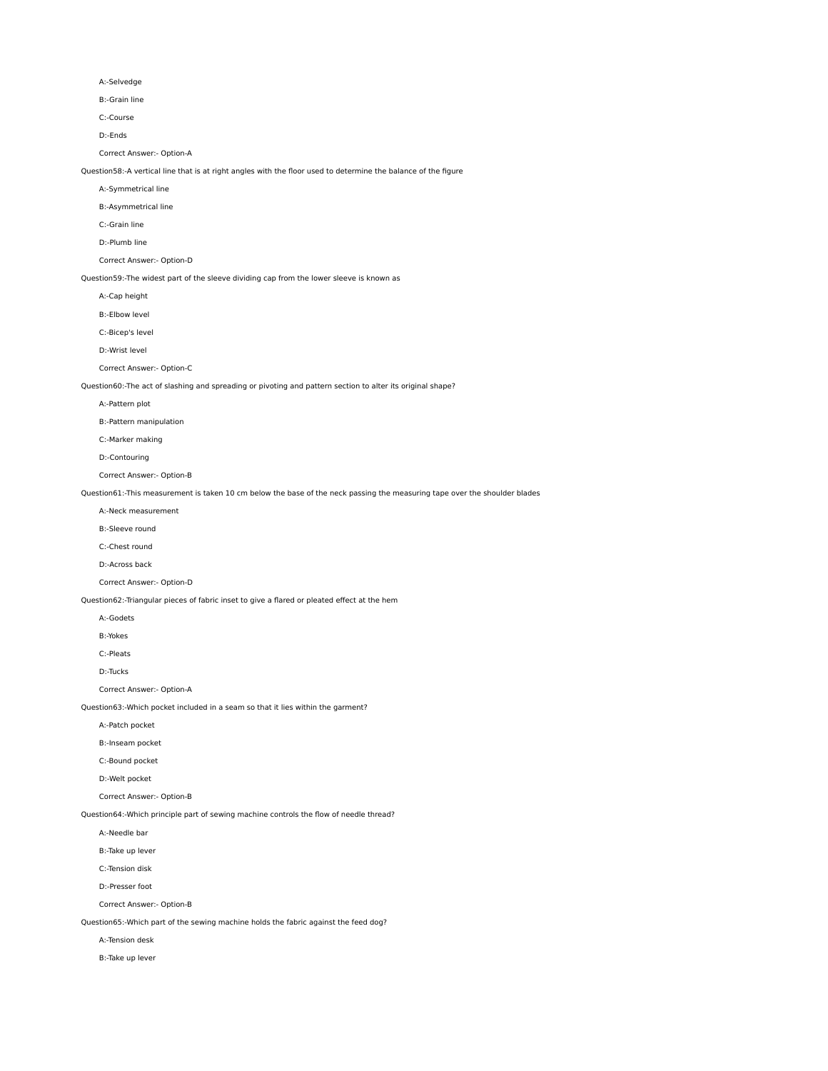A:-Selvedge

B:-Grain line

C:-Course

D:-Ends

Correct Answer:- Option-A

Question58:-A vertical line that is at right angles with the floor used to determine the balance of the figure

A:-Symmetrical line

B:-Asymmetrical line

C:-Grain line

D:-Plumb line

Correct Answer:- Option-D

Question59:-The widest part of the sleeve dividing cap from the lower sleeve is known as

A:-Cap height

B:-Elbow level

C:-Bicep's level

D:-Wrist level

Correct Answer:- Option-C

Question60:-The act of slashing and spreading or pivoting and pattern section to alter its original shape?

A:-Pattern plot

B:-Pattern manipulation

C:-Marker making

D:-Contouring

Correct Answer:- Option-B

Question61:-This measurement is taken 10 cm below the base of the neck passing the measuring tape over the shoulder blades

A:-Neck measurement

B:-Sleeve round

C:-Chest round

D:-Across back

Correct Answer:- Option-D

Question62:-Triangular pieces of fabric inset to give a flared or pleated effect at the hem

A:-Godets

B:-Yokes

C:-Pleats

D:-Tucks

Correct Answer:- Option-A

Question63:-Which pocket included in a seam so that it lies within the garment?

A:-Patch pocket

B:-Inseam pocket

C:-Bound pocket

D:-Welt pocket

Correct Answer:- Option-B

Question64:-Which principle part of sewing machine controls the flow of needle thread?

A:-Needle bar

B:-Take up lever

C:-Tension disk

D:-Presser foot

Correct Answer:- Option-B

Question65:-Which part of the sewing machine holds the fabric against the feed dog?

A:-Tension desk

B:-Take up lever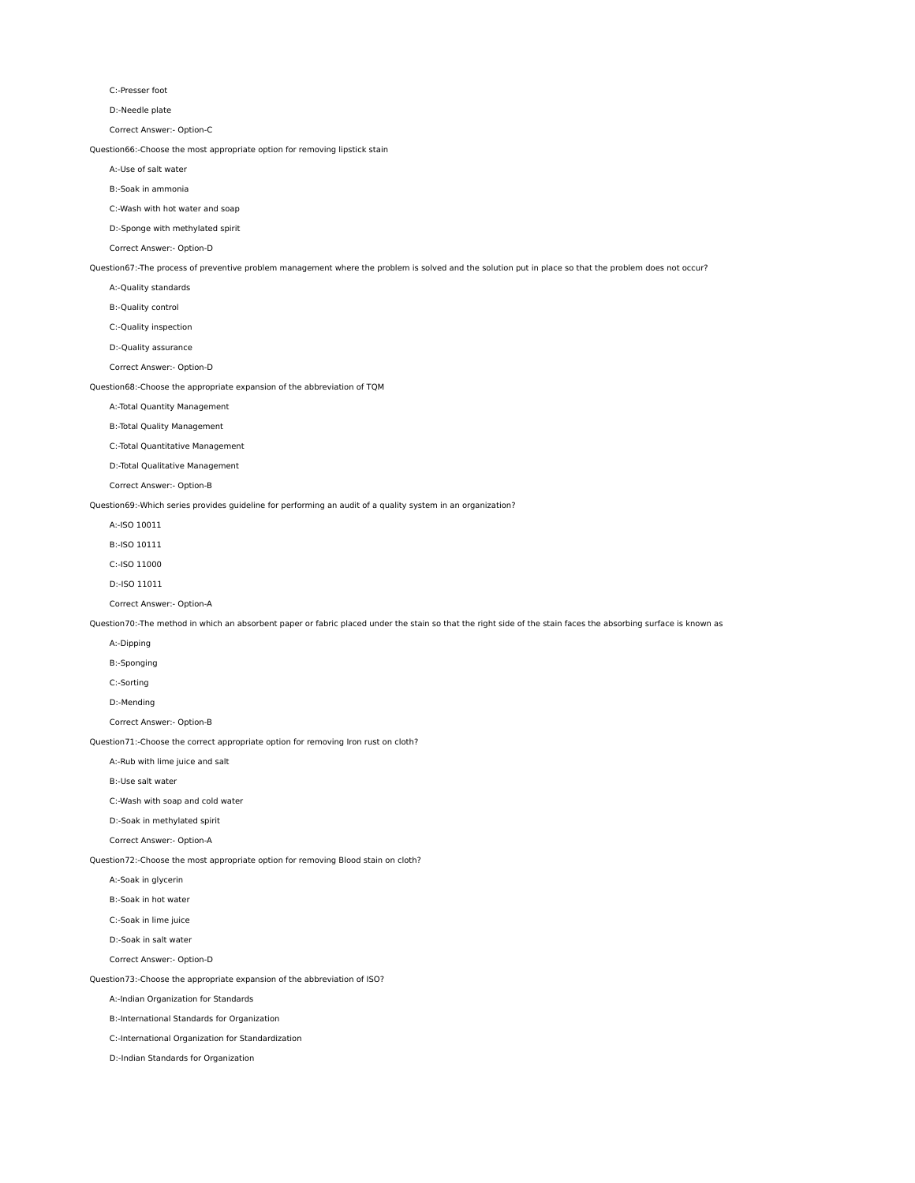C:-Presser foot

D:-Needle plate

Correct Answer:- Option-C

Question66:-Choose the most appropriate option for removing lipstick stain

A:-Use of salt water

B:-Soak in ammonia

C:-Wash with hot water and soap

D:-Sponge with methylated spirit

Correct Answer:- Option-D

Question67:-The process of preventive problem management where the problem is solved and the solution put in place so that the problem does not occur?

A:-Quality standards

B:-Quality control

C:-Quality inspection

D:-Quality assurance

Correct Answer:- Option-D

Question68:-Choose the appropriate expansion of the abbreviation of TQM

A:-Total Quantity Management

B:-Total Quality Management

C:-Total Quantitative Management

D:-Total Qualitative Management

Correct Answer:- Option-B

Question69:-Which series provides guideline for performing an audit of a quality system in an organization?

A:-ISO 10011

B:-ISO 10111

C:-ISO 11000

D:-ISO 11011

Correct Answer:- Option-A

Question70:-The method in which an absorbent paper or fabric placed under the stain so that the right side of the stain faces the absorbing surface is known as

A:-Dipping

B:-Sponging

C:-Sorting

D:-Mending

Correct Answer:- Option-B

Question71:-Choose the correct appropriate option for removing Iron rust on cloth?

A:-Rub with lime juice and salt

B:-Use salt water

C:-Wash with soap and cold water

D:-Soak in methylated spirit

Correct Answer:- Option-A

Question72:-Choose the most appropriate option for removing Blood stain on cloth?

A:-Soak in glycerin

B:-Soak in hot water

C:-Soak in lime juice

D:-Soak in salt water

Correct Answer:- Option-D

Question73:-Choose the appropriate expansion of the abbreviation of ISO?

A:-Indian Organization for Standards

B:-International Standards for Organization

C:-International Organization for Standardization

D:-Indian Standards for Organization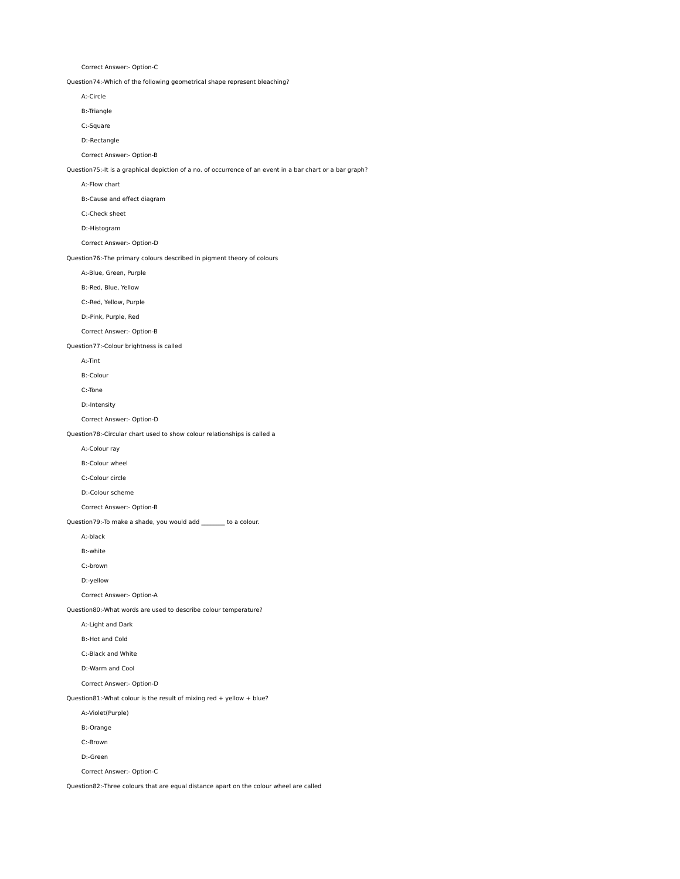Correct Answer:- Option-C

Question74:-Which of the following geometrical shape represent bleaching?

A:-Circle

B:-Triangle

C:-Square

D:-Rectangle

Correct Answer:- Option-B

Question75:-It is a graphical depiction of a no. of occurrence of an event in a bar chart or a bar graph?

A:-Flow chart

B:-Cause and effect diagram

C:-Check sheet

D:-Histogram

Correct Answer:- Option-D

Question76:-The primary colours described in pigment theory of colours

A:-Blue, Green, Purple

B:-Red, Blue, Yellow

C:-Red, Yellow, Purple

D:-Pink, Purple, Red

Correct Answer:- Option-B

Question77:-Colour brightness is called

A:-Tint

B:-Colour

C:-Tone

D:-Intensity

Correct Answer:- Option-D

Question78:-Circular chart used to show colour relationships is called a

A:-Colour ray

B:-Colour wheel

C:-Colour circle

D:-Colour scheme

Correct Answer:- Option-B

Question79:-To make a shade, you would add ________ to a colour.

A:-black

B:-white

C:-brown

D:-yellow

Correct Answer:- Option-A

Question80:-What words are used to describe colour temperature?

A:-Light and Dark

B:-Hot and Cold

C:-Black and White

D:-Warm and Cool

Correct Answer:- Option-D

Question81:-What colour is the result of mixing red + yellow + blue?

A:-Violet(Purple)

B:-Orange

C:-Brown

D:-Green

Correct Answer:- Option-C

Question82:-Three colours that are equal distance apart on the colour wheel are called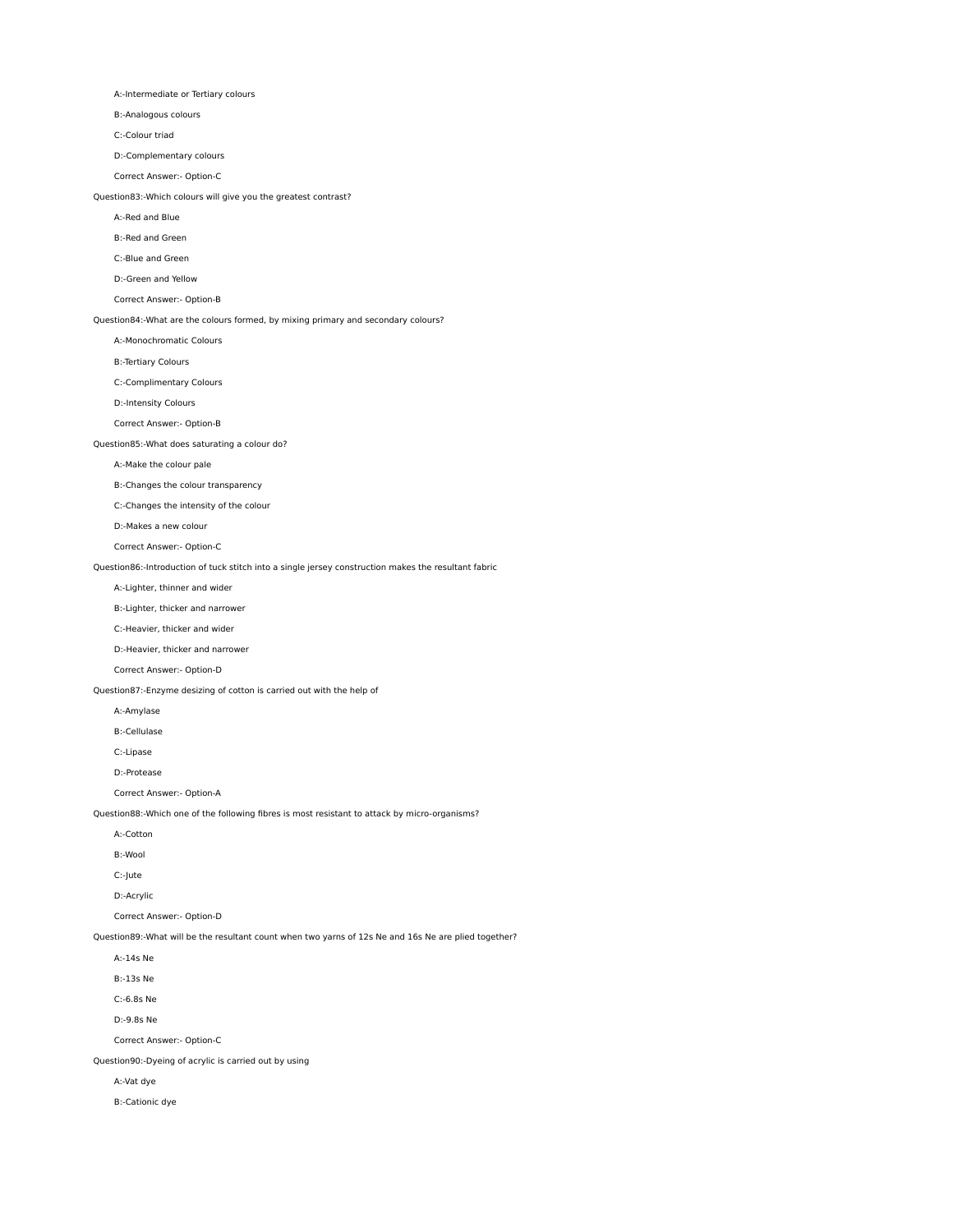A:-Intermediate or Tertiary colours

B:-Analogous colours

C:-Colour triad

D:-Complementary colours

Correct Answer:- Option-C

Question83:-Which colours will give you the greatest contrast?

A:-Red and Blue

B:-Red and Green

C:-Blue and Green

D:-Green and Yellow

Correct Answer:- Option-B

Question84:-What are the colours formed, by mixing primary and secondary colours?

A:-Monochromatic Colours

B:-Tertiary Colours

C:-Complimentary Colours

D:-Intensity Colours

Correct Answer:- Option-B

Question85:-What does saturating a colour do?

A:-Make the colour pale

B:-Changes the colour transparency

C:-Changes the intensity of the colour

D:-Makes a new colour

Correct Answer:- Option-C

Question86:-Introduction of tuck stitch into a single jersey construction makes the resultant fabric

A:-Lighter, thinner and wider

B:-Lighter, thicker and narrower

C:-Heavier, thicker and wider

D:-Heavier, thicker and narrower

Correct Answer:- Option-D

Question87:-Enzyme desizing of cotton is carried out with the help of

A:-Amylase

B:-Cellulase

C:-Lipase

D:-Protease

Correct Answer:- Option-A

Question88:-Which one of the following fibres is most resistant to attack by micro-organisms?

A:-Cotton

B:-Wool

C:-Jute

D:-Acrylic

Correct Answer:- Option-D

Question89:-What will be the resultant count when two yarns of 12s Ne and 16s Ne are plied together?

A:-14s Ne

B:-13s Ne

C:-6.8s Ne

D:-9.8s Ne

Correct Answer:- Option-C

Question90:-Dyeing of acrylic is carried out by using

A:-Vat dye

B:-Cationic dye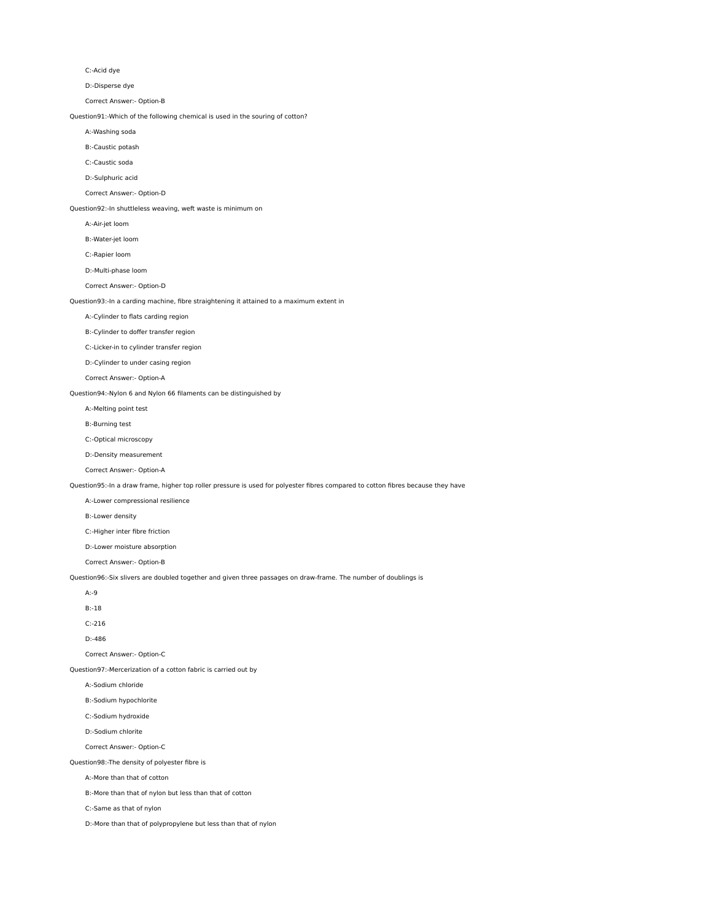C:-Acid dye

D:-Disperse dye

Correct Answer:- Option-B

Question91:-Which of the following chemical is used in the souring of cotton?

A:-Washing soda

B:-Caustic potash

C:-Caustic soda

D:-Sulphuric acid

Correct Answer:- Option-D

Question92:-In shuttleless weaving, weft waste is minimum on

A:-Air-jet loom

B:-Water-jet loom

C:-Rapier loom

D:-Multi-phase loom

Correct Answer:- Option-D

Question93:-In a carding machine, fibre straightening it attained to a maximum extent in

A:-Cylinder to flats carding region

B:-Cylinder to doffer transfer region

C:-Licker-in to cylinder transfer region

D:-Cylinder to under casing region

Correct Answer:- Option-A

Question94:-Nylon 6 and Nylon 66 filaments can be distinguished by

A:-Melting point test

B:-Burning test

C:-Optical microscopy

D:-Density measurement

Correct Answer:- Option-A

Question95:-In a draw frame, higher top roller pressure is used for polyester fibres compared to cotton fibres because they have

A:-Lower compressional resilience

B:-Lower density

C:-Higher inter fibre friction

D:-Lower moisture absorption

Correct Answer:- Option-B

Question96:-Six slivers are doubled together and given three passages on draw-frame. The number of doublings is

A:-9

B:-18

C:-216

D:-486

Correct Answer:- Option-C

Question97:-Mercerization of a cotton fabric is carried out by

A:-Sodium chloride

B:-Sodium hypochlorite

C:-Sodium hydroxide

D:-Sodium chlorite

Correct Answer:- Option-C

Question98:-The density of polyester fibre is

A:-More than that of cotton

B:-More than that of nylon but less than that of cotton

C:-Same as that of nylon

D:-More than that of polypropylene but less than that of nylon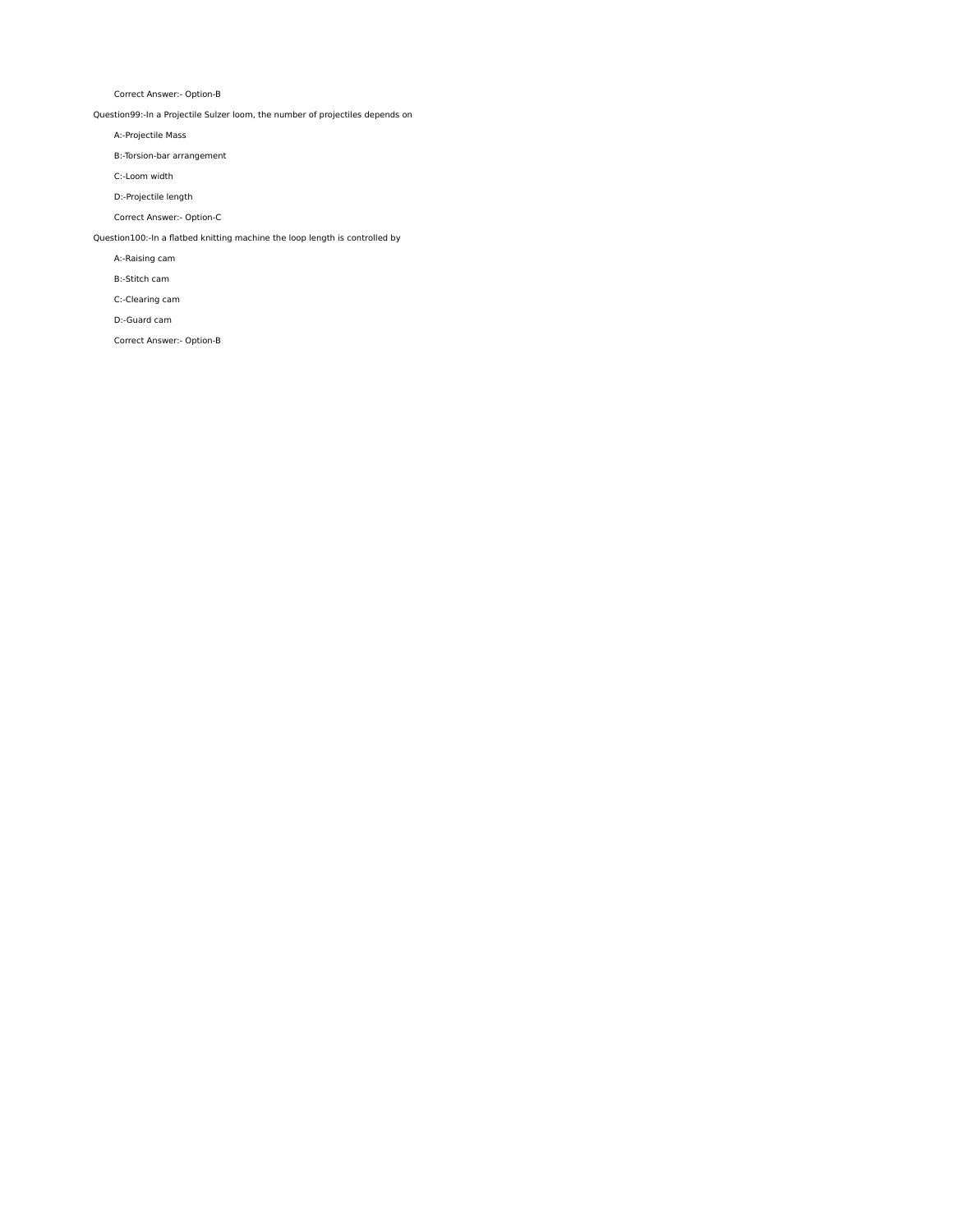Correct Answer:- Option-B

Question99:-In a Projectile Sulzer loom, the number of projectiles depends on

A:-Projectile Mass

B:-Torsion-bar arrangement

C:-Loom width

D:-Projectile length

Correct Answer:- Option-C

Question100:-In a flatbed knitting machine the loop length is controlled by

A:-Raising cam

B:-Stitch cam

C:-Clearing cam

D:-Guard cam

Correct Answer:- Option-B